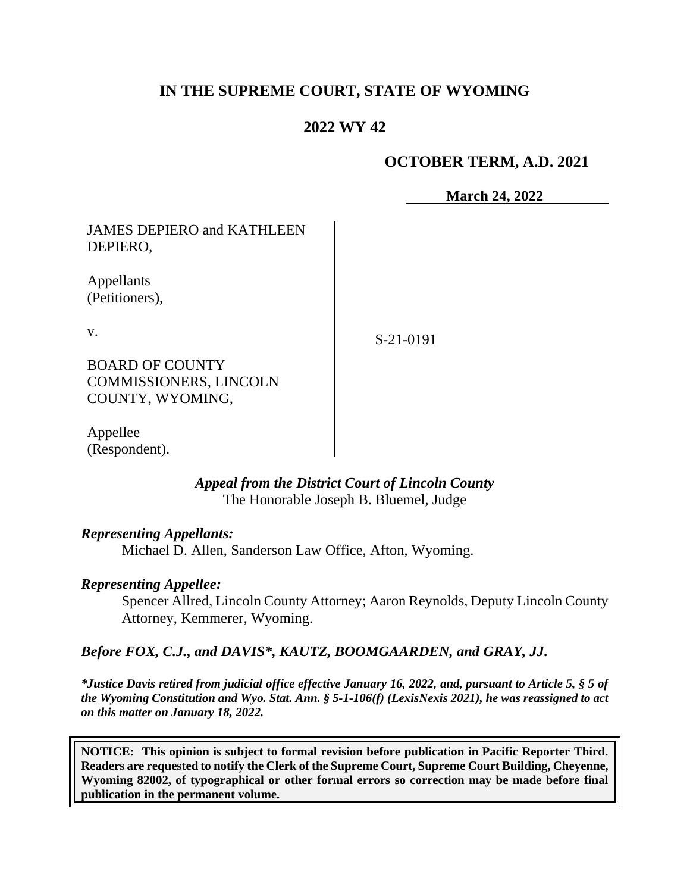# IN THE SUPREME COURT, STATE OF WYOMING

## 2022 WY 42

**OCTOBER TERM, A.D. 2021**

**March 24, 2022**

JAMES DEPIERO and KATHLEEN DEPIERO,

Appellants
(Petitioners),

v.

BOARD OF COUNTY COMMISSIONERS, LINCOLN COUNTY, WYOMING,

Appellee
(Respondent).

S-21-0191

***Appeal from the District Court of Lincoln County***
The Honorable Joseph B. Bluemel, Judge

***Representing Appellants:***
Michael D. Allen, Sanderson Law Office, Afton, Wyoming.

***Representing Appellee:***
Spencer Allred, Lincoln County Attorney; Aaron Reynolds, Deputy Lincoln County Attorney, Kemmerer, Wyoming.

***Before FOX, C.J., and DAVIS\*, KAUTZ, BOOMGAARDEN, and GRAY, JJ.***

***\*Justice Davis retired from judicial office effective January 16, 2022, and, pursuant to Article 5, § 5 of the Wyoming Constitution and Wyo. Stat. Ann. § 5-1-106(f) (LexisNexis 2021), he was reassigned to act on this matter on January 18, 2022.***

**NOTICE: This opinion is subject to formal revision before publication in Pacific Reporter Third. Readers are requested to notify the Clerk of the Supreme Court, Supreme Court Building, Cheyenne, Wyoming 82002, of typographical or other formal errors so correction may be made before final publication in the permanent volume.**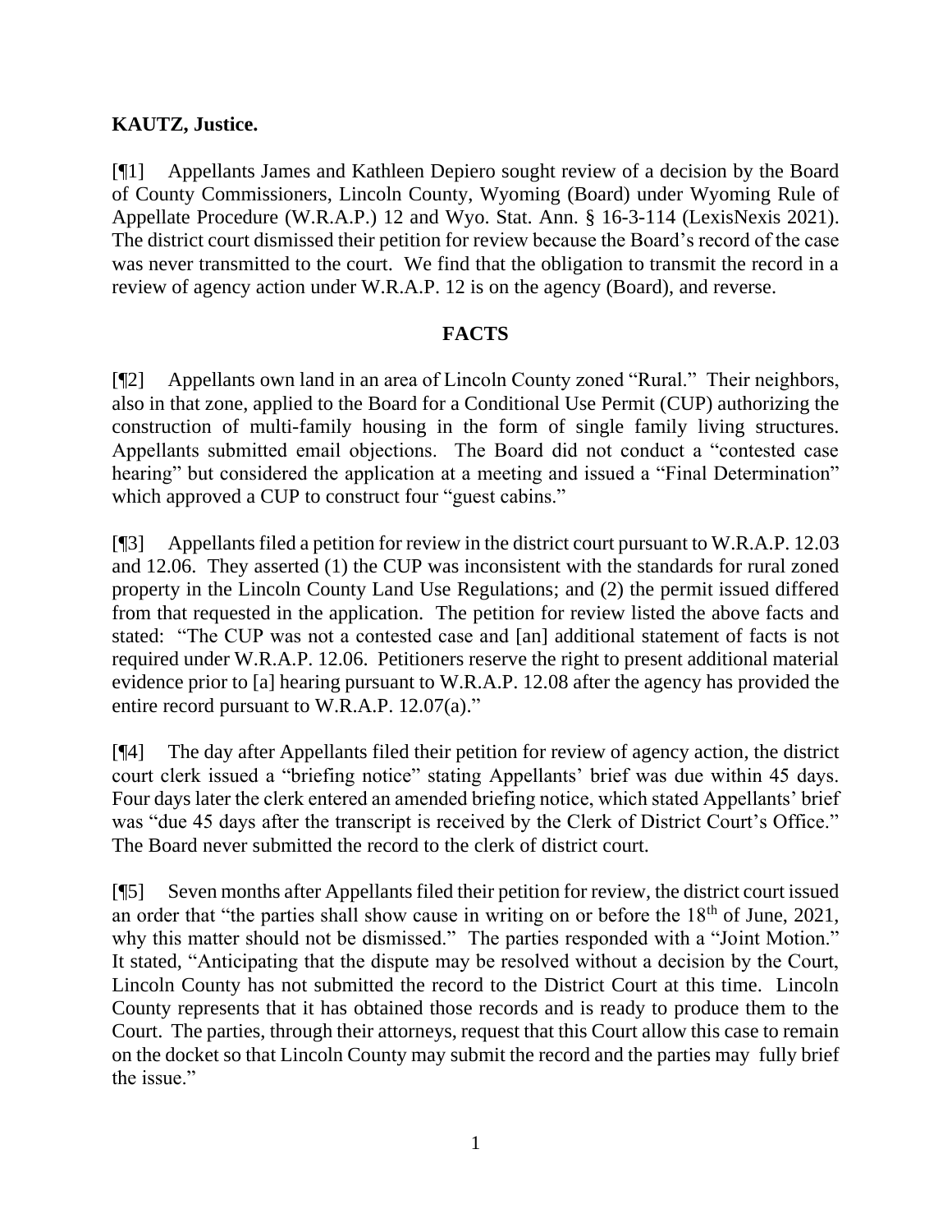**KAUTZ, Justice.**

[¶1] Appellants James and Kathleen Depiero sought review of a decision by the Board of County Commissioners, Lincoln County, Wyoming (Board) under Wyoming Rule of Appellate Procedure (W.R.A.P.) 12 and Wyo. Stat. Ann. § 16-3-114 (LexisNexis 2021). The district court dismissed their petition for review because the Board's record of the case was never transmitted to the court. We find that the obligation to transmit the record in a review of agency action under W.R.A.P. 12 is on the agency (Board), and reverse.

## FACTS

[¶2] Appellants own land in an area of Lincoln County zoned "Rural." Their neighbors, also in that zone, applied to the Board for a Conditional Use Permit (CUP) authorizing the construction of multi-family housing in the form of single family living structures. Appellants submitted email objections. The Board did not conduct a "contested case hearing" but considered the application at a meeting and issued a "Final Determination" which approved a CUP to construct four "guest cabins."

[¶3] Appellants filed a petition for review in the district court pursuant to W.R.A.P. 12.03 and 12.06. They asserted (1) the CUP was inconsistent with the standards for rural zoned property in the Lincoln County Land Use Regulations; and (2) the permit issued differed from that requested in the application. The petition for review listed the above facts and stated: "The CUP was not a contested case and [an] additional statement of facts is not required under W.R.A.P. 12.06. Petitioners reserve the right to present additional material evidence prior to [a] hearing pursuant to W.R.A.P. 12.08 after the agency has provided the entire record pursuant to W.R.A.P. 12.07(a)."

[¶4] The day after Appellants filed their petition for review of agency action, the district court clerk issued a "briefing notice" stating Appellants' brief was due within 45 days. Four days later the clerk entered an amended briefing notice, which stated Appellants' brief was "due 45 days after the transcript is received by the Clerk of District Court's Office." The Board never submitted the record to the clerk of district court.

[¶5] Seven months after Appellants filed their petition for review, the district court issued an order that "the parties shall show cause in writing on or before the 18th of June, 2021, why this matter should not be dismissed." The parties responded with a "Joint Motion." It stated, "Anticipating that the dispute may be resolved without a decision by the Court, Lincoln County has not submitted the record to the District Court at this time. Lincoln County represents that it has obtained those records and is ready to produce them to the Court. The parties, through their attorneys, request that this Court allow this case to remain on the docket so that Lincoln County may submit the record and the parties may fully brief the issue."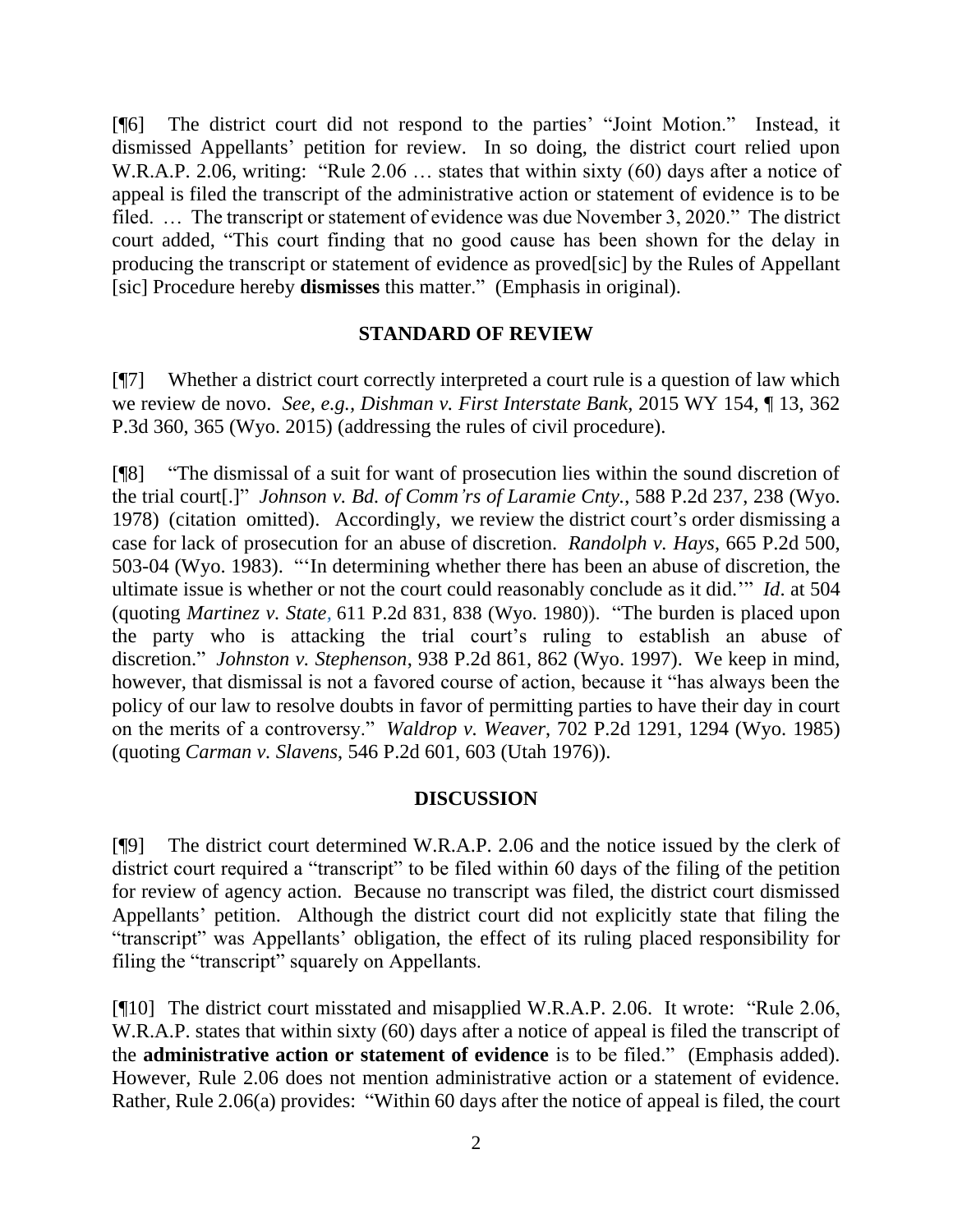[¶6] The district court did not respond to the parties' "Joint Motion." Instead, it dismissed Appellants' petition for review. In so doing, the district court relied upon W.R.A.P. 2.06, writing: "Rule 2.06 … states that within sixty (60) days after a notice of appeal is filed the transcript of the administrative action or statement of evidence is to be filed. … The transcript or statement of evidence was due November 3, 2020." The district court added, "This court finding that no good cause has been shown for the delay in producing the transcript or statement of evidence as proved[sic] by the Rules of Appellant [sic] Procedure hereby **dismisses** this matter." (Emphasis in original).

## STANDARD OF REVIEW

[¶7] Whether a district court correctly interpreted a court rule is a question of law which we review de novo. *See, e.g., Dishman v. First Interstate Bank*, 2015 WY 154, ¶ 13, 362 P.3d 360, 365 (Wyo. 2015) (addressing the rules of civil procedure).

[¶8] "The dismissal of a suit for want of prosecution lies within the sound discretion of the trial court[.]" *Johnson v. Bd. of Comm'rs of Laramie Cnty.*, 588 P.2d 237, 238 (Wyo. 1978) (citation omitted). Accordingly, we review the district court's order dismissing a case for lack of prosecution for an abuse of discretion. *Randolph v. Hays*, 665 P.2d 500, 503-04 (Wyo. 1983). "'In determining whether there has been an abuse of discretion, the ultimate issue is whether or not the court could reasonably conclude as it did.'" *Id*. at 504 (quoting *Martinez v. State*, 611 P.2d 831, 838 (Wyo. 1980)). "The burden is placed upon the party who is attacking the trial court's ruling to establish an abuse of discretion." *Johnston v. Stephenson*, 938 P.2d 861, 862 (Wyo. 1997). We keep in mind, however, that dismissal is not a favored course of action, because it "has always been the policy of our law to resolve doubts in favor of permitting parties to have their day in court on the merits of a controversy." *Waldrop v. Weaver*, 702 P.2d 1291, 1294 (Wyo. 1985) (quoting *Carman v. Slavens*, 546 P.2d 601, 603 (Utah 1976)).

## DISCUSSION

[¶9] The district court determined W.R.A.P. 2.06 and the notice issued by the clerk of district court required a "transcript" to be filed within 60 days of the filing of the petition for review of agency action. Because no transcript was filed, the district court dismissed Appellants' petition. Although the district court did not explicitly state that filing the "transcript" was Appellants' obligation, the effect of its ruling placed responsibility for filing the "transcript" squarely on Appellants.

[¶10] The district court misstated and misapplied W.R.A.P. 2.06. It wrote: "Rule 2.06, W.R.A.P. states that within sixty (60) days after a notice of appeal is filed the transcript of the **administrative action or statement of evidence** is to be filed." (Emphasis added). However, Rule 2.06 does not mention administrative action or a statement of evidence. Rather, Rule 2.06(a) provides: "Within 60 days after the notice of appeal is filed, the court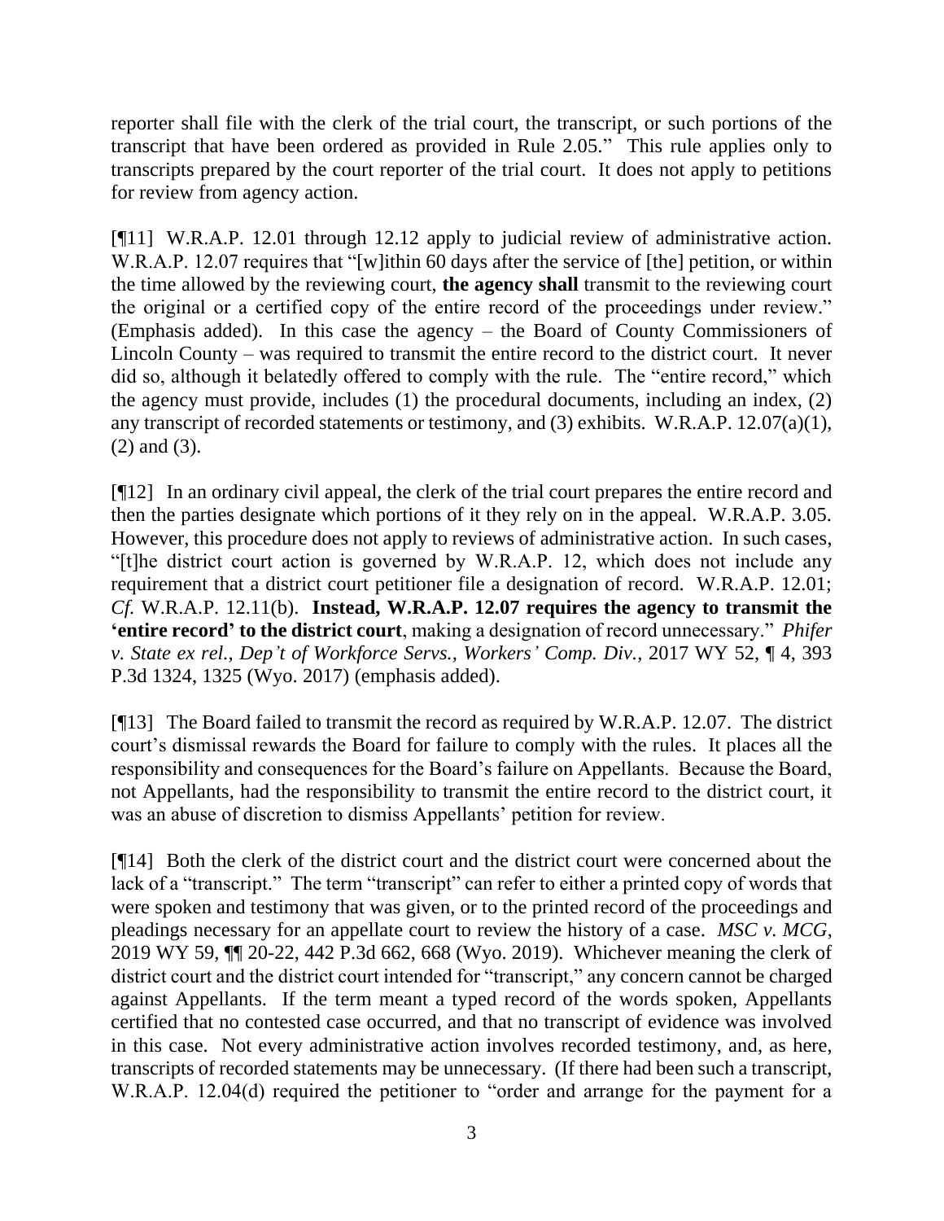reporter shall file with the clerk of the trial court, the transcript, or such portions of the transcript that have been ordered as provided in Rule 2.05." This rule applies only to transcripts prepared by the court reporter of the trial court. It does not apply to petitions for review from agency action.

[¶11] W.R.A.P. 12.01 through 12.12 apply to judicial review of administrative action. W.R.A.P. 12.07 requires that "[w]ithin 60 days after the service of [the] petition, or within the time allowed by the reviewing court, **the agency shall** transmit to the reviewing court the original or a certified copy of the entire record of the proceedings under review." (Emphasis added). In this case the agency – the Board of County Commissioners of Lincoln County – was required to transmit the entire record to the district court. It never did so, although it belatedly offered to comply with the rule. The "entire record," which the agency must provide, includes (1) the procedural documents, including an index, (2) any transcript of recorded statements or testimony, and (3) exhibits. W.R.A.P. 12.07(a)(1), (2) and (3).

[¶12] In an ordinary civil appeal, the clerk of the trial court prepares the entire record and then the parties designate which portions of it they rely on in the appeal. W.R.A.P. 3.05. However, this procedure does not apply to reviews of administrative action. In such cases, "[t]he district court action is governed by W.R.A.P. 12, which does not include any requirement that a district court petitioner file a designation of record. W.R.A.P. 12.01; *Cf.* W.R.A.P. 12.11(b). **Instead, W.R.A.P. 12.07 requires the agency to transmit the 'entire record' to the district court**, making a designation of record unnecessary." *Phifer v. State ex rel., Dep't of Workforce Servs., Workers' Comp. Div.*, 2017 WY 52, ¶ 4, 393 P.3d 1324, 1325 (Wyo. 2017) (emphasis added).

[¶13] The Board failed to transmit the record as required by W.R.A.P. 12.07. The district court's dismissal rewards the Board for failure to comply with the rules. It places all the responsibility and consequences for the Board's failure on Appellants. Because the Board, not Appellants, had the responsibility to transmit the entire record to the district court, it was an abuse of discretion to dismiss Appellants' petition for review.

[¶14] Both the clerk of the district court and the district court were concerned about the lack of a "transcript." The term "transcript" can refer to either a printed copy of words that were spoken and testimony that was given, or to the printed record of the proceedings and pleadings necessary for an appellate court to review the history of a case. *MSC v. MCG*, 2019 WY 59, ¶¶ 20-22, 442 P.3d 662, 668 (Wyo. 2019). Whichever meaning the clerk of district court and the district court intended for "transcript," any concern cannot be charged against Appellants. If the term meant a typed record of the words spoken, Appellants certified that no contested case occurred, and that no transcript of evidence was involved in this case. Not every administrative action involves recorded testimony, and, as here, transcripts of recorded statements may be unnecessary. (If there had been such a transcript, W.R.A.P. 12.04(d) required the petitioner to "order and arrange for the payment for a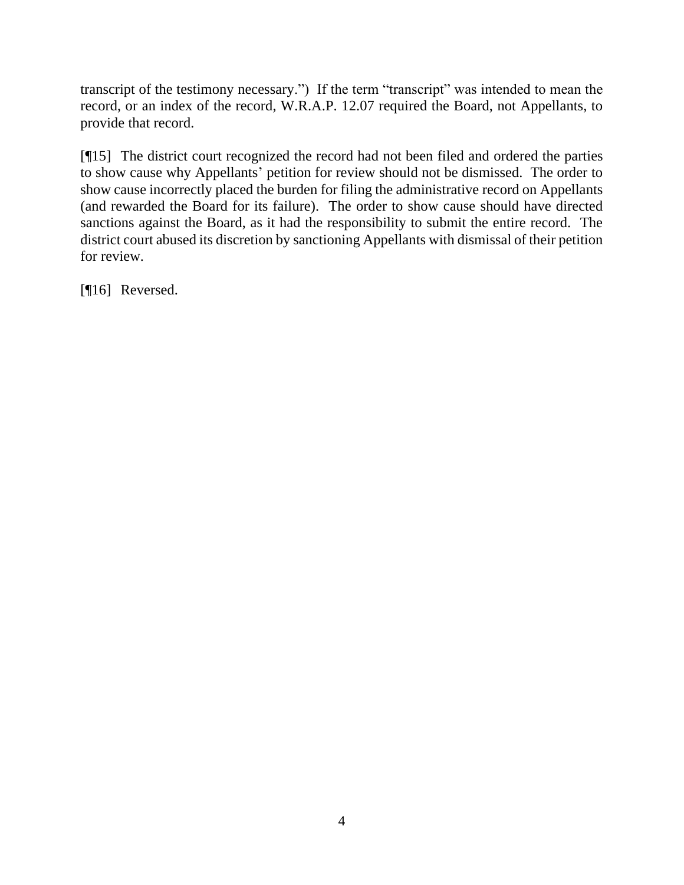transcript of the testimony necessary.") If the term "transcript" was intended to mean the record, or an index of the record, W.R.A.P. 12.07 required the Board, not Appellants, to provide that record.

[¶15] The district court recognized the record had not been filed and ordered the parties to show cause why Appellants' petition for review should not be dismissed. The order to show cause incorrectly placed the burden for filing the administrative record on Appellants (and rewarded the Board for its failure). The order to show cause should have directed sanctions against the Board, as it had the responsibility to submit the entire record. The district court abused its discretion by sanctioning Appellants with dismissal of their petition for review.

[¶16] Reversed.